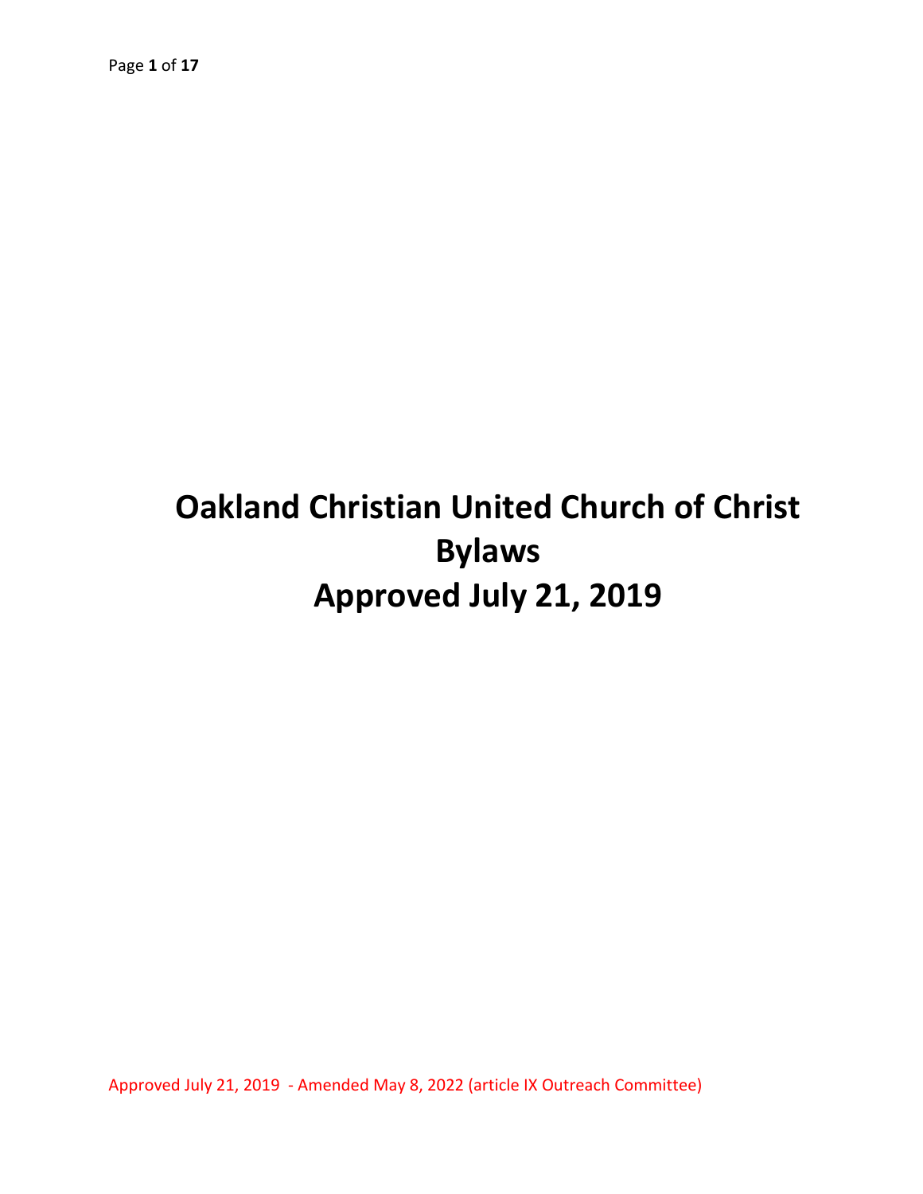# Oakland Christian United Church of Christ
# Bylaws
# Approved July 21, 2019

Approved July 21, 2019 - Amended May 8, 2022 (article IX Outreach Committee)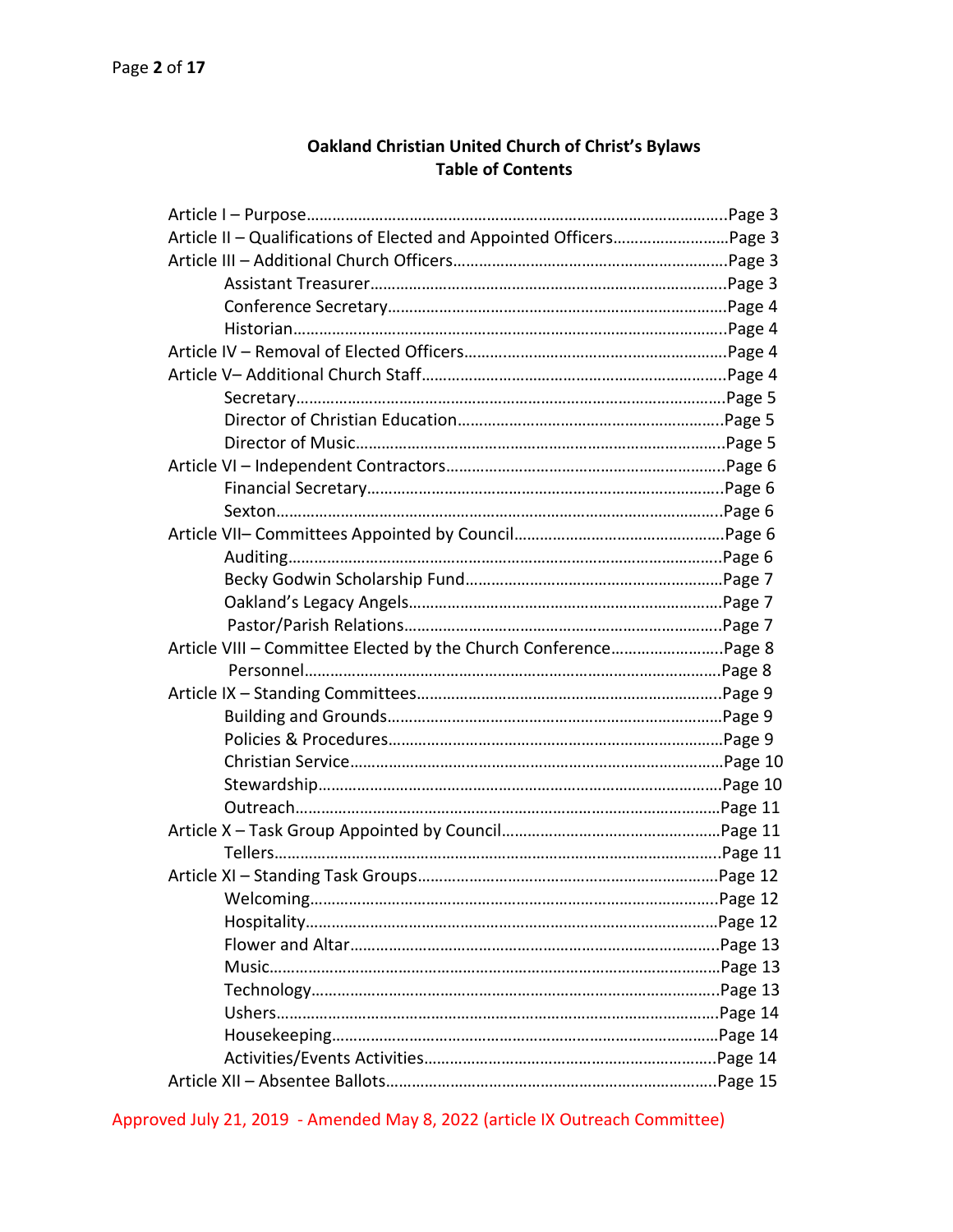## Oakland Christian United Church of Christ's Bylaws
## Table of Contents

Article I – Purpose……………………………………………………………………………………..Page 3
Article II – Qualifications of Elected and Appointed Officers………………………Page 3
Article III – Additional Church Officers……………………………………………………….Page 3
- Assistant Treasurer………………………………………………………………………….Page 3
- Conference Secretary……………………………………………………………………….Page 4
- Historian…………………………………………………………………………………………..Page 4

Article IV – Removal of Elected Officers…………………………………………………….Page 4
Article V– Additional Church Staff……………………………………………………………..Page 4
- Secretary………………………………………………………………………………………….Page 5
- Director of Christian Education……………………………………………………….Page 5
- Director of Music………………………………………………………………………………Page 5

Article VI – Independent Contractors…………………………………………………………Page 6
- Financial Secretary…………………………………………………………………………..Page 6
- Sexton……………………………………………………………………………………………….Page 6

Article VII– Committees Appointed by Council…………………………………………..Page 6
- Auditing…………………………………………………………………………………………….Page 6
- Becky Godwin Scholarship Fund………………………………………………………Page 7
- Oakland's Legacy Angels…………………………………………………………………..Page 7
- Pastor/Parish Relations…………………………………………………………………….Page 7

Article VIII – Committee Elected by the Church Conference……………………..Page 8
- Personnel…………………………………………………………………………………………Page 8

Article IX – Standing Committees……………………………………………………………..Page 9
- Building and Grounds……………………………………………………………………….Page 9
- Policies & Procedures……………………………………………………………………….Page 9
- Christian Service………………………………………………………………………………Page 10
- Stewardship…………………………………………………………………………………….Page 10
- Outreach………………………………………………………………………………………….Page 11

Article X – Task Group Appointed by Council……………………………………………Page 11
- Tellers……………………………………………………………………………………………….Page 11

Article XI – Standing Task Groups……………………………………………………………Page 12
- Welcoming……………………………………………………………………………………….Page 12
- Hospitality……………………………………………………………………………………….Page 12
- Flower and Altar……………………………………………………………………………….Page 13
- Music………………………………………………………………………………………………..Page 13
- Technology………………………………………………………………………………………..Page 13
- Ushers……………………………………………………………………………………………….Page 14
- Housekeeping……………………………………………………………………………………Page 14
- Activities/Events Activities………………………………………………………………Page 14

Article XII – Absentee Ballots……………………………………………………………………Page 15

Approved July 21, 2019 - Amended May 8, 2022 (article IX Outreach Committee)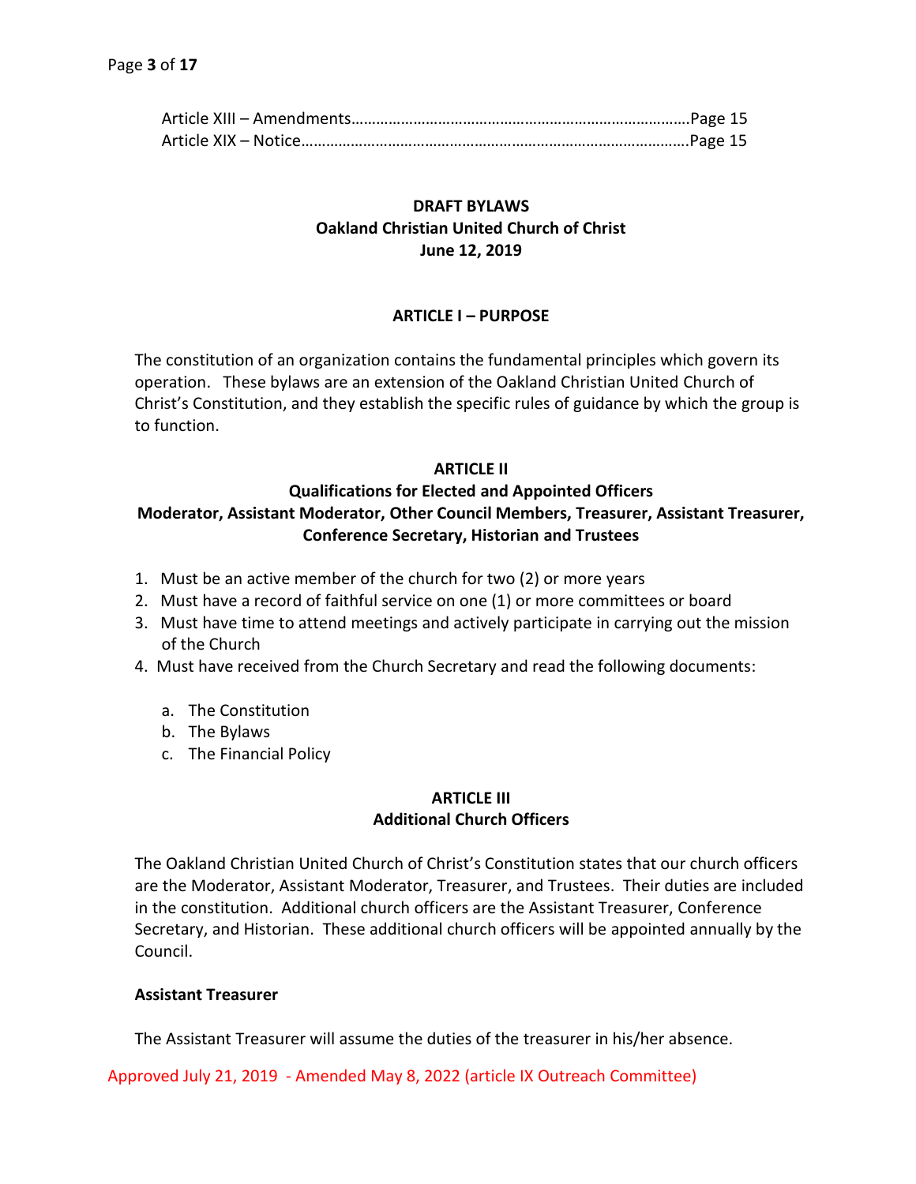Article XIII – Amendments……………………………………………………………………….Page 15
Article XIX – Notice…………………………………………………………………………………Page 15

**DRAFT BYLAWS**
**Oakland Christian United Church of Christ**
**June 12, 2019**

## ARTICLE I – PURPOSE

The constitution of an organization contains the fundamental principles which govern its operation. These bylaws are an extension of the Oakland Christian United Church of Christ's Constitution, and they establish the specific rules of guidance by which the group is to function.

## ARTICLE II
### Qualifications for Elected and Appointed Officers
### Moderator, Assistant Moderator, Other Council Members, Treasurer, Assistant Treasurer, Conference Secretary, Historian and Trustees

1. Must be an active member of the church for two (2) or more years
2. Must have a record of faithful service on one (1) or more committees or board
3. Must have time to attend meetings and actively participate in carrying out the mission of the Church
4. Must have received from the Church Secretary and read the following documents:
   a. The Constitution
   b. The Bylaws
   c. The Financial Policy

## ARTICLE III
### Additional Church Officers

The Oakland Christian United Church of Christ's Constitution states that our church officers are the Moderator, Assistant Moderator, Treasurer, and Trustees. Their duties are included in the constitution. Additional church officers are the Assistant Treasurer, Conference Secretary, and Historian. These additional church officers will be appointed annually by the Council.

**Assistant Treasurer**

The Assistant Treasurer will assume the duties of the treasurer in his/her absence.

Approved July 21, 2019 - Amended May 8, 2022 (article IX Outreach Committee)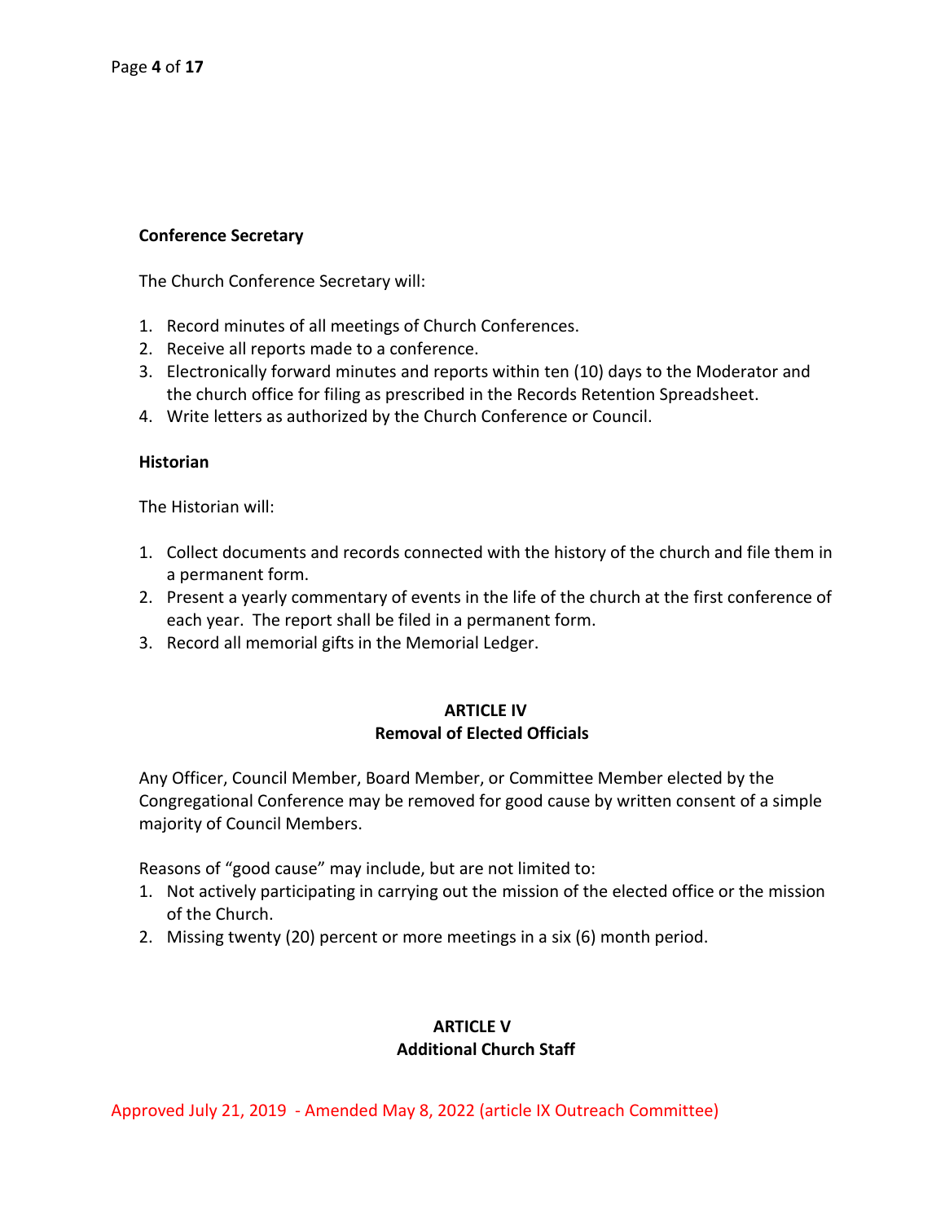**Conference Secretary**

The Church Conference Secretary will:

1. Record minutes of all meetings of Church Conferences.
2. Receive all reports made to a conference.
3. Electronically forward minutes and reports within ten (10) days to the Moderator and the church office for filing as prescribed in the Records Retention Spreadsheet.
4. Write letters as authorized by the Church Conference or Council.

**Historian**

The Historian will:

1. Collect documents and records connected with the history of the church and file them in a permanent form.
2. Present a yearly commentary of events in the life of the church at the first conference of each year. The report shall be filed in a permanent form.
3. Record all memorial gifts in the Memorial Ledger.

## ARTICLE IV
## Removal of Elected Officials

Any Officer, Council Member, Board Member, or Committee Member elected by the Congregational Conference may be removed for good cause by written consent of a simple majority of Council Members.

Reasons of "good cause" may include, but are not limited to:

1. Not actively participating in carrying out the mission of the elected office or the mission of the Church.
2. Missing twenty (20) percent or more meetings in a six (6) month period.

## ARTICLE V
## Additional Church Staff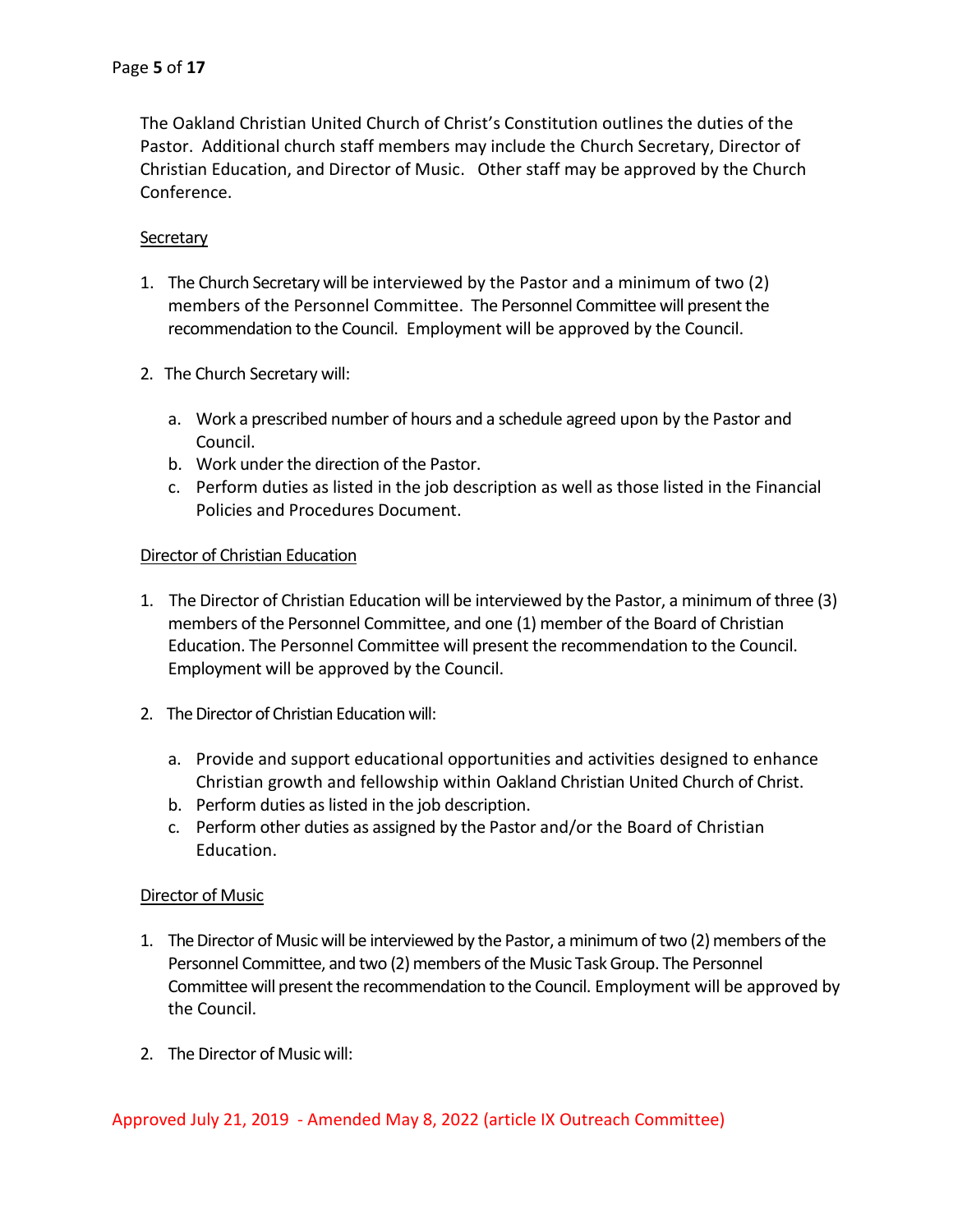The Oakland Christian United Church of Christ's Constitution outlines the duties of the Pastor. Additional church staff members may include the Church Secretary, Director of Christian Education, and Director of Music. Other staff may be approved by the Church Conference.

<u>Secretary</u>

1. The Church Secretary will be interviewed by the Pastor and a minimum of two (2) members of the Personnel Committee. The Personnel Committee will present the recommendation to the Council. Employment will be approved by the Council.

2. The Church Secretary will:

    a. Work a prescribed number of hours and a schedule agreed upon by the Pastor and Council.
    b. Work under the direction of the Pastor.
    c. Perform duties as listed in the job description as well as those listed in the Financial Policies and Procedures Document.

<u>Director of Christian Education</u>

1. The Director of Christian Education will be interviewed by the Pastor, a minimum of three (3) members of the Personnel Committee, and one (1) member of the Board of Christian Education. The Personnel Committee will present the recommendation to the Council. Employment will be approved by the Council.

2. The Director of Christian Education will:

    a. Provide and support educational opportunities and activities designed to enhance Christian growth and fellowship within Oakland Christian United Church of Christ.
    b. Perform duties as listed in the job description.
    c. Perform other duties as assigned by the Pastor and/or the Board of Christian Education.

<u>Director of Music</u>

1. The Director of Music will be interviewed by the Pastor, a minimum of two (2) members of the Personnel Committee, and two (2) members of the Music Task Group. The Personnel Committee will present the recommendation to the Council. Employment will be approved by the Council.

2. The Director of Music will: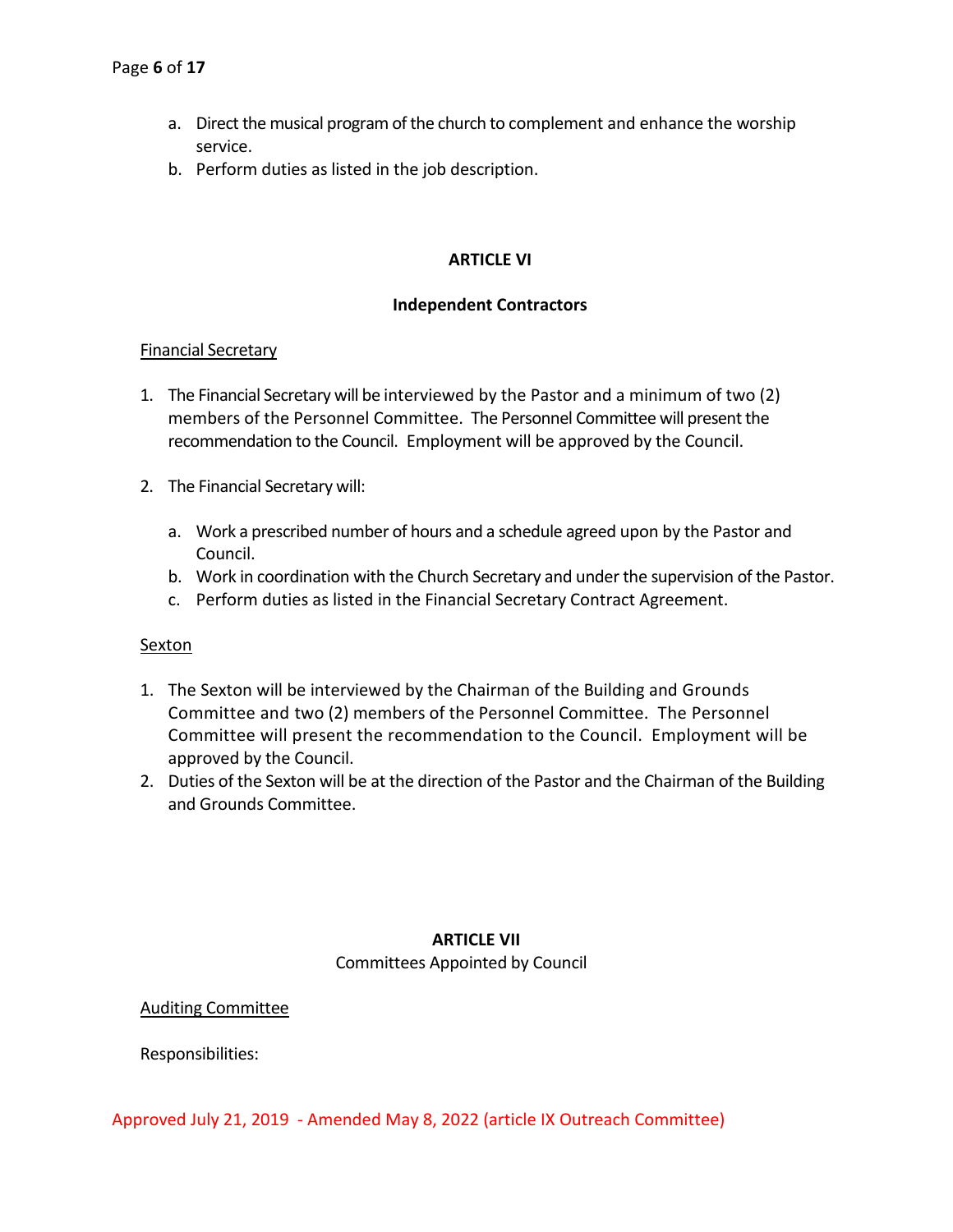a. Direct the musical program of the church to complement and enhance the worship service.
b. Perform duties as listed in the job description.

## ARTICLE VI

## Independent Contractors

Financial Secretary

1. The Financial Secretary will be interviewed by the Pastor and a minimum of two (2) members of the Personnel Committee. The Personnel Committee will present the recommendation to the Council. Employment will be approved by the Council.

2. The Financial Secretary will:

   a. Work a prescribed number of hours and a schedule agreed upon by the Pastor and Council.
   b. Work in coordination with the Church Secretary and under the supervision of the Pastor.
   c. Perform duties as listed in the Financial Secretary Contract Agreement.

Sexton

1. The Sexton will be interviewed by the Chairman of the Building and Grounds Committee and two (2) members of the Personnel Committee. The Personnel Committee will present the recommendation to the Council. Employment will be approved by the Council.
2. Duties of the Sexton will be at the direction of the Pastor and the Chairman of the Building and Grounds Committee.

## ARTICLE VII

Committees Appointed by Council

Auditing Committee

Responsibilities:

Approved July 21, 2019 - Amended May 8, 2022 (article IX Outreach Committee)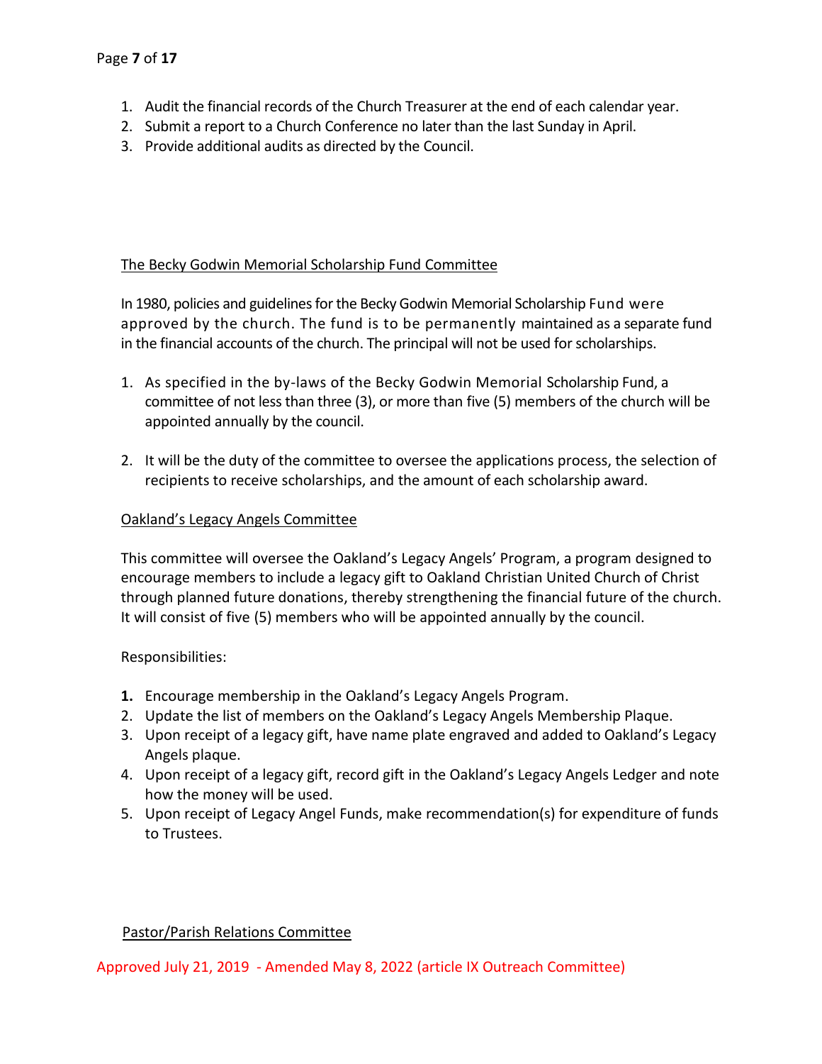1. Audit the financial records of the Church Treasurer at the end of each calendar year.
2. Submit a report to a Church Conference no later than the last Sunday in April.
3. Provide additional audits as directed by the Council.

### The Becky Godwin Memorial Scholarship Fund Committee

In 1980, policies and guidelines for the Becky Godwin Memorial Scholarship Fund were approved by the church. The fund is to be permanently maintained as a separate fund in the financial accounts of the church. The principal will not be used for scholarships.

1. As specified in the by-laws of the Becky Godwin Memorial Scholarship Fund, a committee of not less than three (3), or more than five (5) members of the church will be appointed annually by the council.

2. It will be the duty of the committee to oversee the applications process, the selection of recipients to receive scholarships, and the amount of each scholarship award.

### Oakland's Legacy Angels Committee

This committee will oversee the Oakland's Legacy Angels' Program, a program designed to encourage members to include a legacy gift to Oakland Christian United Church of Christ through planned future donations, thereby strengthening the financial future of the church. It will consist of five (5) members who will be appointed annually by the council.

Responsibilities:

1. Encourage membership in the Oakland's Legacy Angels Program.
2. Update the list of members on the Oakland's Legacy Angels Membership Plaque.
3. Upon receipt of a legacy gift, have name plate engraved and added to Oakland's Legacy Angels plaque.
4. Upon receipt of a legacy gift, record gift in the Oakland's Legacy Angels Ledger and note how the money will be used.
5. Upon receipt of Legacy Angel Funds, make recommendation(s) for expenditure of funds to Trustees.

### Pastor/Parish Relations Committee

Approved July 21, 2019 - Amended May 8, 2022 (article IX Outreach Committee)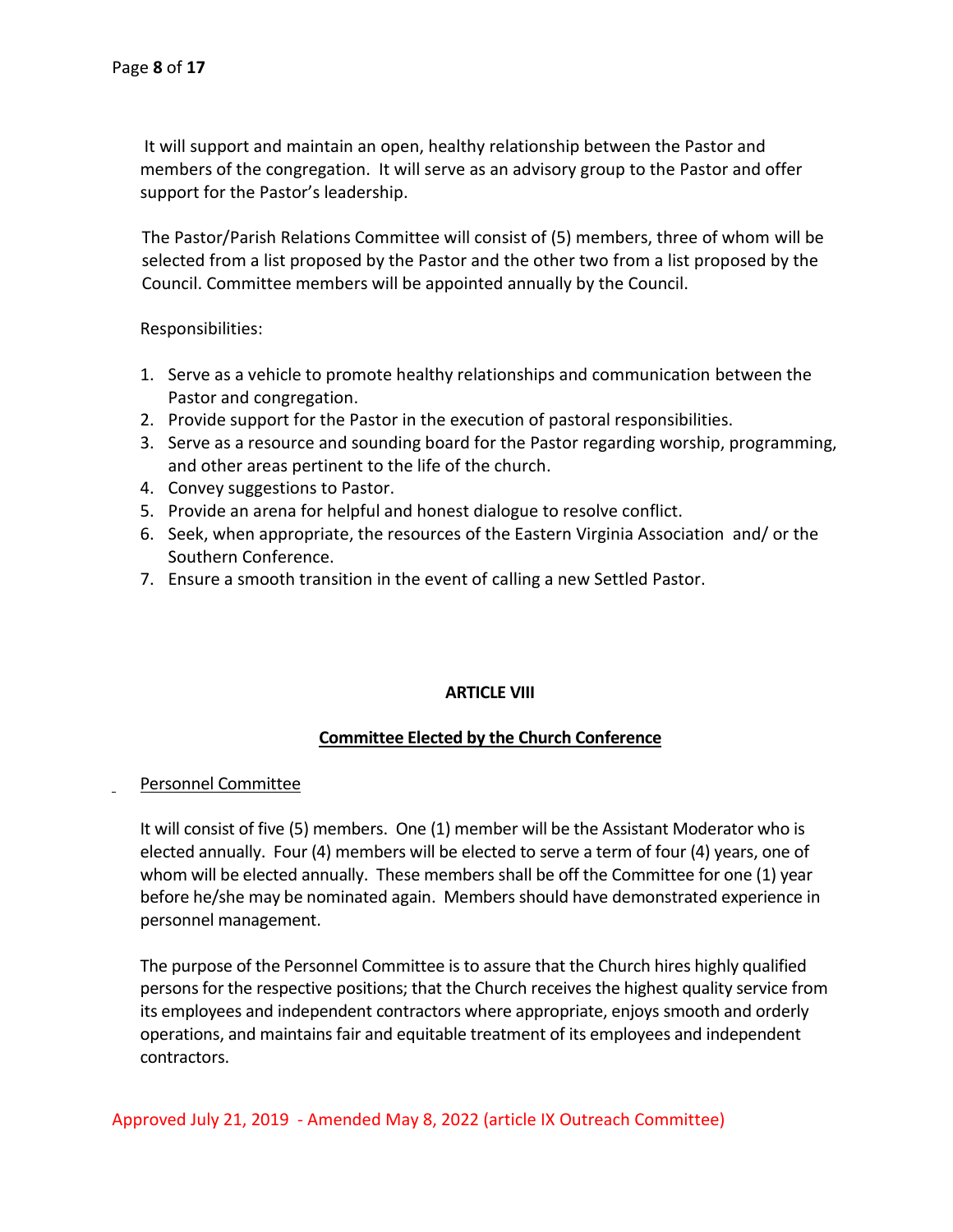It will support and maintain an open, healthy relationship between the Pastor and members of the congregation. It will serve as an advisory group to the Pastor and offer support for the Pastor's leadership.

The Pastor/Parish Relations Committee will consist of (5) members, three of whom will be selected from a list proposed by the Pastor and the other two from a list proposed by the Council. Committee members will be appointed annually by the Council.

Responsibilities:

1. Serve as a vehicle to promote healthy relationships and communication between the Pastor and congregation.
2. Provide support for the Pastor in the execution of pastoral responsibilities.
3. Serve as a resource and sounding board for the Pastor regarding worship, programming, and other areas pertinent to the life of the church.
4. Convey suggestions to Pastor.
5. Provide an arena for helpful and honest dialogue to resolve conflict.
6. Seek, when appropriate, the resources of the Eastern Virginia Association and/ or the Southern Conference.
7. Ensure a smooth transition in the event of calling a new Settled Pastor.

## ARTICLE VIII

### Committee Elected by the Church Conference

#### Personnel Committee

It will consist of five (5) members. One (1) member will be the Assistant Moderator who is elected annually. Four (4) members will be elected to serve a term of four (4) years, one of whom will be elected annually. These members shall be off the Committee for one (1) year before he/she may be nominated again. Members should have demonstrated experience in personnel management.

The purpose of the Personnel Committee is to assure that the Church hires highly qualified persons for the respective positions; that the Church receives the highest quality service from its employees and independent contractors where appropriate, enjoys smooth and orderly operations, and maintains fair and equitable treatment of its employees and independent contractors.

Approved July 21, 2019 - Amended May 8, 2022 (article IX Outreach Committee)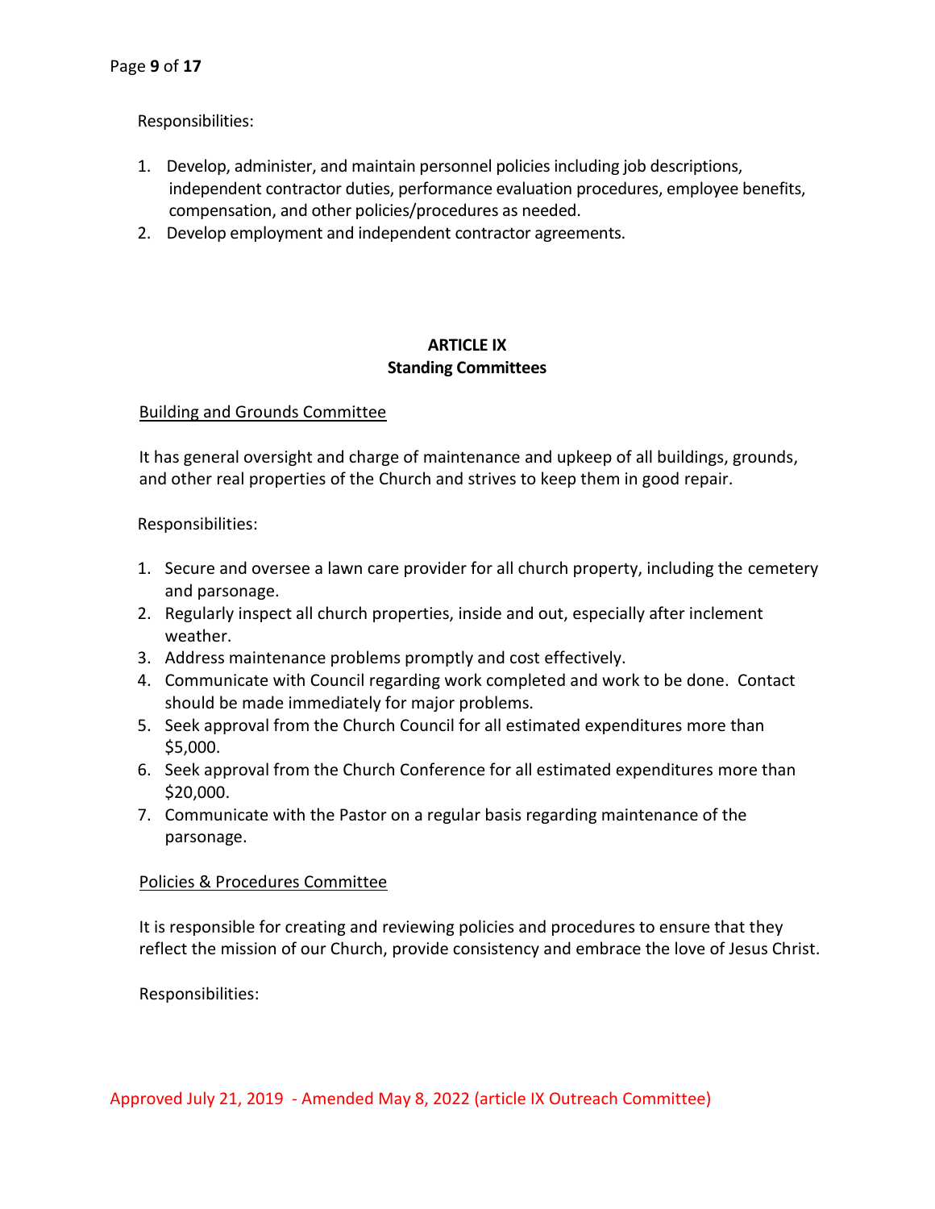Responsibilities:

1. Develop, administer, and maintain personnel policies including job descriptions, independent contractor duties, performance evaluation procedures, employee benefits, compensation, and other policies/procedures as needed.
2. Develop employment and independent contractor agreements.

## ARTICLE IX
## Standing Committees

Building and Grounds Committee

It has general oversight and charge of maintenance and upkeep of all buildings, grounds, and other real properties of the Church and strives to keep them in good repair.

Responsibilities:

1. Secure and oversee a lawn care provider for all church property, including the cemetery and parsonage.
2. Regularly inspect all church properties, inside and out, especially after inclement weather.
3. Address maintenance problems promptly and cost effectively.
4. Communicate with Council regarding work completed and work to be done. Contact should be made immediately for major problems.
5. Seek approval from the Church Council for all estimated expenditures more than $5,000.
6. Seek approval from the Church Conference for all estimated expenditures more than $20,000.
7. Communicate with the Pastor on a regular basis regarding maintenance of the parsonage.

Policies & Procedures Committee

It is responsible for creating and reviewing policies and procedures to ensure that they reflect the mission of our Church, provide consistency and embrace the love of Jesus Christ.

Responsibilities:

Approved July 21, 2019 - Amended May 8, 2022 (article IX Outreach Committee)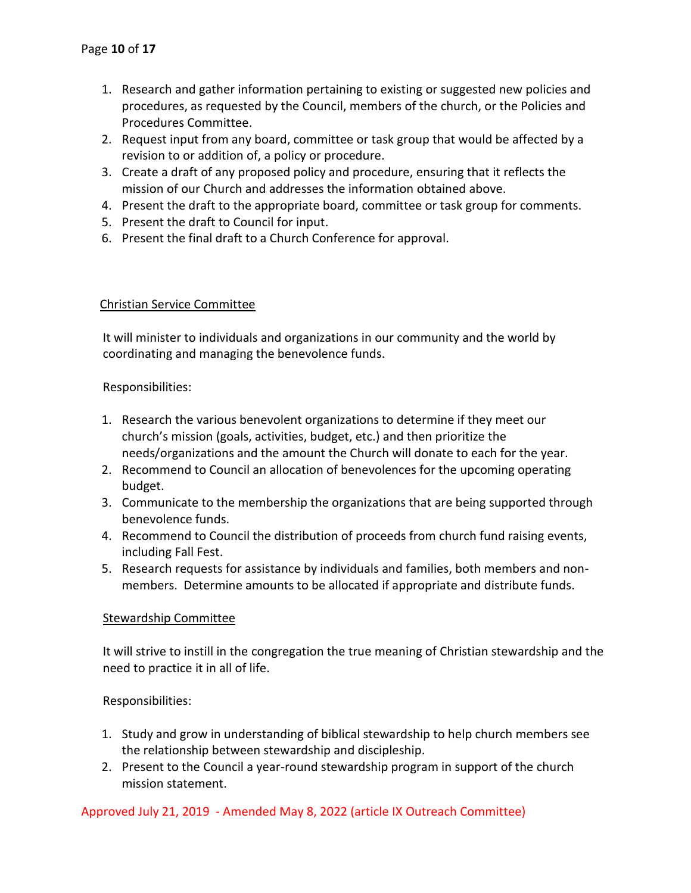1. Research and gather information pertaining to existing or suggested new policies and procedures, as requested by the Council, members of the church, or the Policies and Procedures Committee.
2. Request input from any board, committee or task group that would be affected by a revision to or addition of, a policy or procedure.
3. Create a draft of any proposed policy and procedure, ensuring that it reflects the mission of our Church and addresses the information obtained above.
4. Present the draft to the appropriate board, committee or task group for comments.
5. Present the draft to Council for input.
6. Present the final draft to a Church Conference for approval.

<u>Christian Service Committee</u>

It will minister to individuals and organizations in our community and the world by coordinating and managing the benevolence funds.

Responsibilities:

1. Research the various benevolent organizations to determine if they meet our church's mission (goals, activities, budget, etc.) and then prioritize the needs/organizations and the amount the Church will donate to each for the year.
2. Recommend to Council an allocation of benevolences for the upcoming operating budget.
3. Communicate to the membership the organizations that are being supported through benevolence funds.
4. Recommend to Council the distribution of proceeds from church fund raising events, including Fall Fest.
5. Research requests for assistance by individuals and families, both members and non-members. Determine amounts to be allocated if appropriate and distribute funds.

<u>Stewardship Committee</u>

It will strive to instill in the congregation the true meaning of Christian stewardship and the need to practice it in all of life.

Responsibilities:

1. Study and grow in understanding of biblical stewardship to help church members see the relationship between stewardship and discipleship.
2. Present to the Council a year-round stewardship program in support of the church mission statement.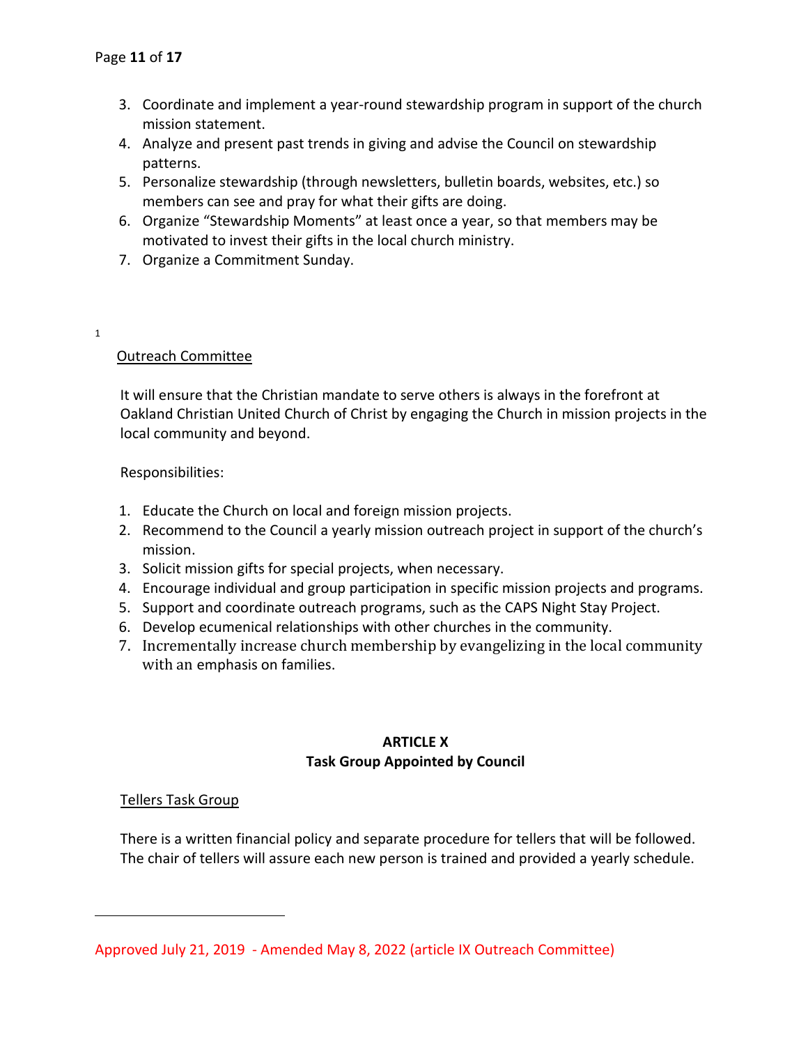3. Coordinate and implement a year-round stewardship program in support of the church mission statement.
4. Analyze and present past trends in giving and advise the Council on stewardship patterns.
5. Personalize stewardship (through newsletters, bulletin boards, websites, etc.) so members can see and pray for what their gifts are doing.
6. Organize "Stewardship Moments" at least once a year, so that members may be motivated to invest their gifts in the local church ministry.
7. Organize a Commitment Sunday.

[1]

Outreach Committee

It will ensure that the Christian mandate to serve others is always in the forefront at Oakland Christian United Church of Christ by engaging the Church in mission projects in the local community and beyond.

Responsibilities:

1. Educate the Church on local and foreign mission projects.
2. Recommend to the Council a yearly mission outreach project in support of the church's mission.
3. Solicit mission gifts for special projects, when necessary.
4. Encourage individual and group participation in specific mission projects and programs.
5. Support and coordinate outreach programs, such as the CAPS Night Stay Project.
6. Develop ecumenical relationships with other churches in the community.
7. Incrementally increase church membership by evangelizing in the local community with an emphasis on families.

## ARTICLE X
## Task Group Appointed by Council

Tellers Task Group

There is a written financial policy and separate procedure for tellers that will be followed. The chair of tellers will assure each new person is trained and provided a yearly schedule.

Approved July 21, 2019 - Amended May 8, 2022 (article IX Outreach Committee)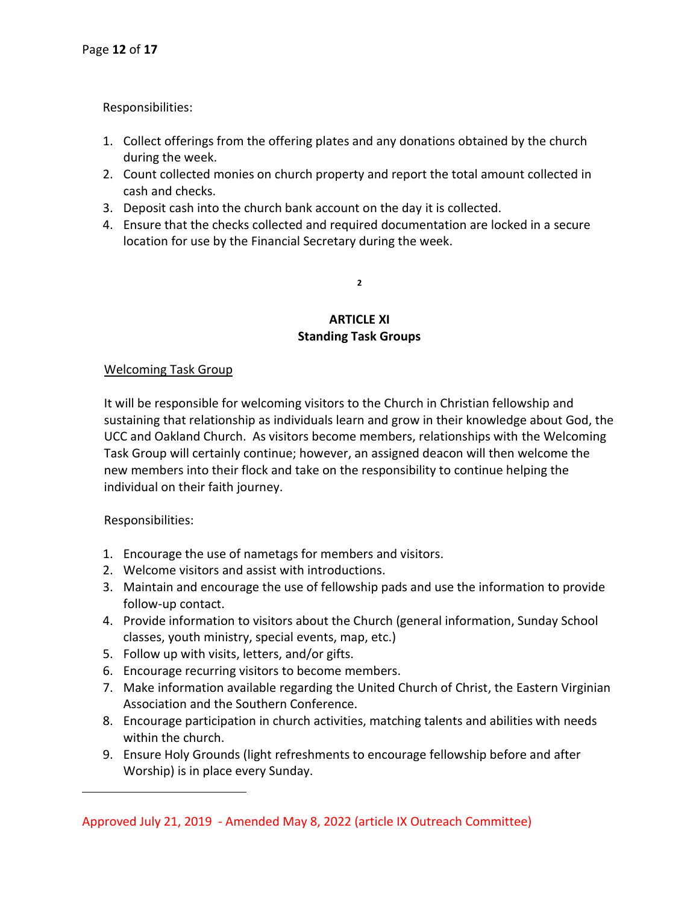Responsibilities:

1. Collect offerings from the offering plates and any donations obtained by the church during the week.
2. Count collected monies on church property and report the total amount collected in cash and checks.
3. Deposit cash into the church bank account on the day it is collected.
4. Ensure that the checks collected and required documentation are locked in a secure location for use by the Financial Secretary during the week.

[2]

## ARTICLE XI
## Standing Task Groups

<u>Welcoming Task Group</u>

It will be responsible for welcoming visitors to the Church in Christian fellowship and sustaining that relationship as individuals learn and grow in their knowledge about God, the UCC and Oakland Church. As visitors become members, relationships with the Welcoming Task Group will certainly continue; however, an assigned deacon will then welcome the new members into their flock and take on the responsibility to continue helping the individual on their faith journey.

Responsibilities:

1. Encourage the use of nametags for members and visitors.
2. Welcome visitors and assist with introductions.
3. Maintain and encourage the use of fellowship pads and use the information to provide follow-up contact.
4. Provide information to visitors about the Church (general information, Sunday School classes, youth ministry, special events, map, etc.)
5. Follow up with visits, letters, and/or gifts.
6. Encourage recurring visitors to become members.
7. Make information available regarding the United Church of Christ, the Eastern Virginian Association and the Southern Conference.
8. Encourage participation in church activities, matching talents and abilities with needs within the church.
9. Ensure Holy Grounds (light refreshments to encourage fellowship before and after Worship) is in place every Sunday.

Approved July 21, 2019 - Amended May 8, 2022 (article IX Outreach Committee)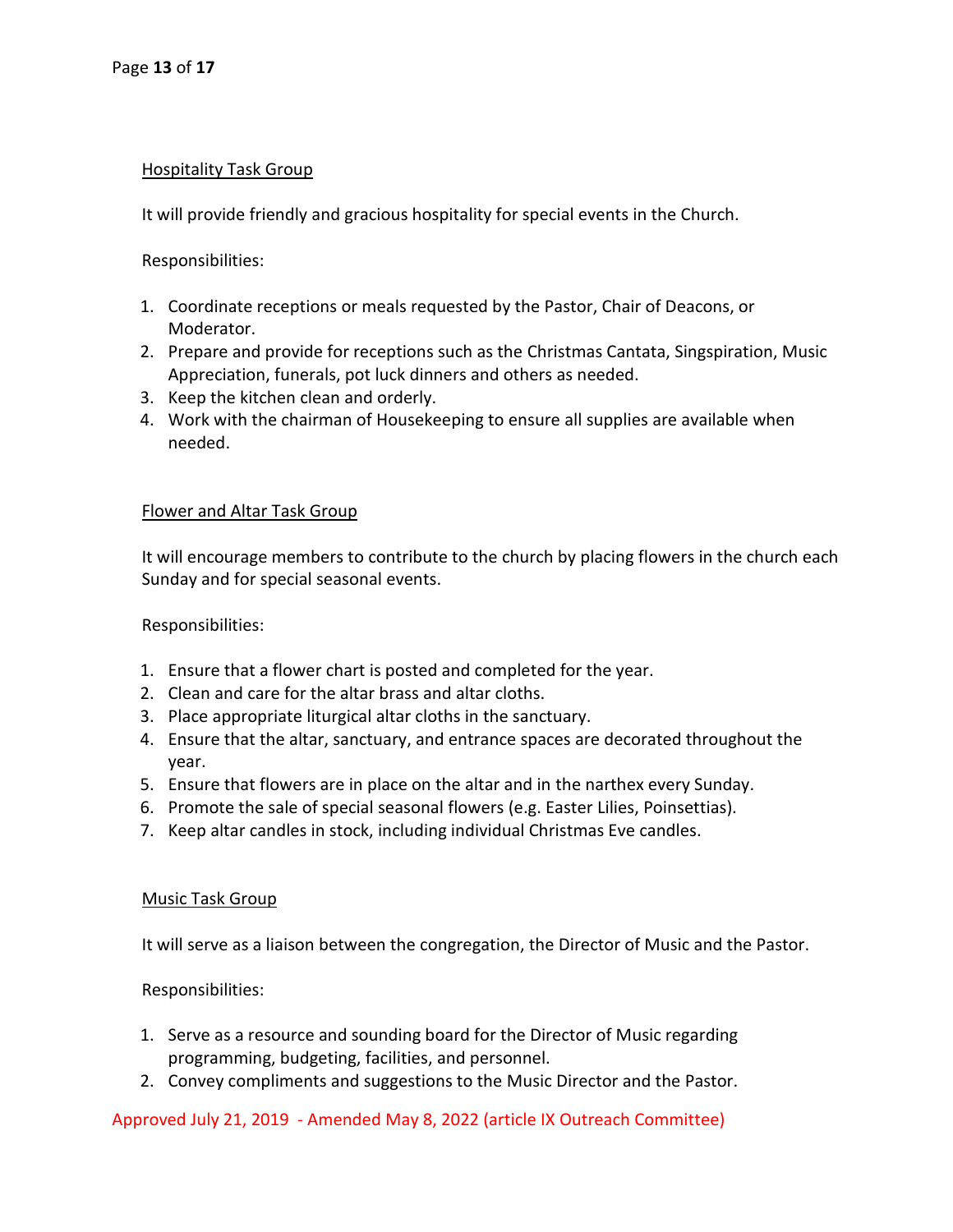### Hospitality Task Group

It will provide friendly and gracious hospitality for special events in the Church.

Responsibilities:

1. Coordinate receptions or meals requested by the Pastor, Chair of Deacons, or Moderator.
2. Prepare and provide for receptions such as the Christmas Cantata, Singspiration, Music Appreciation, funerals, pot luck dinners and others as needed.
3. Keep the kitchen clean and orderly.
4. Work with the chairman of Housekeeping to ensure all supplies are available when needed.

### Flower and Altar Task Group

It will encourage members to contribute to the church by placing flowers in the church each Sunday and for special seasonal events.

Responsibilities:

1. Ensure that a flower chart is posted and completed for the year.
2. Clean and care for the altar brass and altar cloths.
3. Place appropriate liturgical altar cloths in the sanctuary.
4. Ensure that the altar, sanctuary, and entrance spaces are decorated throughout the year.
5. Ensure that flowers are in place on the altar and in the narthex every Sunday.
6. Promote the sale of special seasonal flowers (e.g. Easter Lilies, Poinsettias).
7. Keep altar candles in stock, including individual Christmas Eve candles.

### Music Task Group

It will serve as a liaison between the congregation, the Director of Music and the Pastor.

Responsibilities:

1. Serve as a resource and sounding board for the Director of Music regarding programming, budgeting, facilities, and personnel.
2. Convey compliments and suggestions to the Music Director and the Pastor.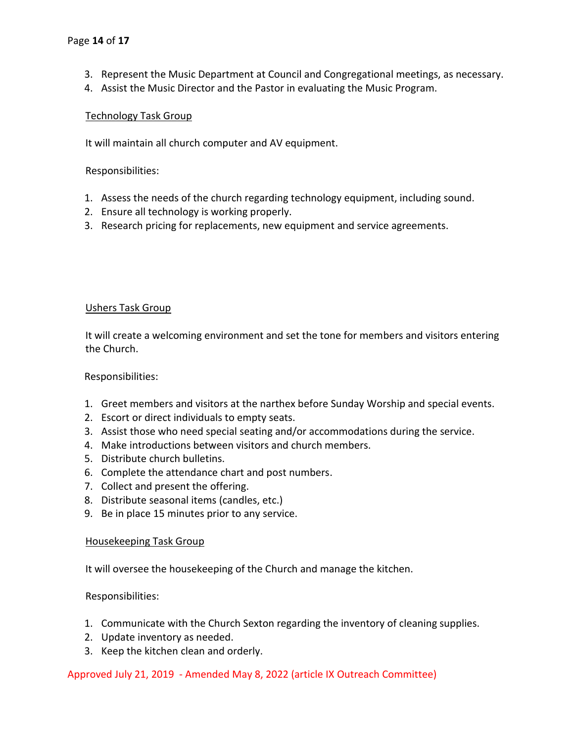3. Represent the Music Department at Council and Congregational meetings, as necessary.
4. Assist the Music Director and the Pastor in evaluating the Music Program.

<u>Technology Task Group</u>

It will maintain all church computer and AV equipment.

Responsibilities:

1. Assess the needs of the church regarding technology equipment, including sound.
2. Ensure all technology is working properly.
3. Research pricing for replacements, new equipment and service agreements.

<u>Ushers Task Group</u>

It will create a welcoming environment and set the tone for members and visitors entering the Church.

Responsibilities:

1. Greet members and visitors at the narthex before Sunday Worship and special events.
2. Escort or direct individuals to empty seats.
3. Assist those who need special seating and/or accommodations during the service.
4. Make introductions between visitors and church members.
5. Distribute church bulletins.
6. Complete the attendance chart and post numbers.
7. Collect and present the offering.
8. Distribute seasonal items (candles, etc.)
9. Be in place 15 minutes prior to any service.

<u>Housekeeping Task Group</u>

It will oversee the housekeeping of the Church and manage the kitchen.

Responsibilities:

1. Communicate with the Church Sexton regarding the inventory of cleaning supplies.
2. Update inventory as needed.
3. Keep the kitchen clean and orderly.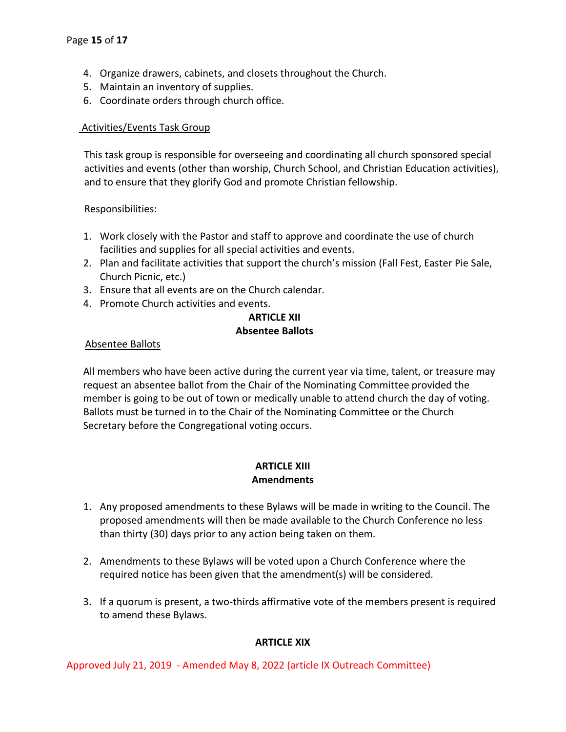4. Organize drawers, cabinets, and closets throughout the Church.
5. Maintain an inventory of supplies.
6. Coordinate orders through church office.

Activities/Events Task Group

This task group is responsible for overseeing and coordinating all church sponsored special activities and events (other than worship, Church School, and Christian Education activities), and to ensure that they glorify God and promote Christian fellowship.

Responsibilities:

1. Work closely with the Pastor and staff to approve and coordinate the use of church facilities and supplies for all special activities and events.
2. Plan and facilitate activities that support the church's mission (Fall Fest, Easter Pie Sale, Church Picnic, etc.)
3. Ensure that all events are on the Church calendar.
4. Promote Church activities and events.

## ARTICLE XII
## Absentee Ballots

Absentee Ballots

All members who have been active during the current year via time, talent, or treasure may request an absentee ballot from the Chair of the Nominating Committee provided the member is going to be out of town or medically unable to attend church the day of voting. Ballots must be turned in to the Chair of the Nominating Committee or the Church Secretary before the Congregational voting occurs.

## ARTICLE XIII
## Amendments

1. Any proposed amendments to these Bylaws will be made in writing to the Council. The proposed amendments will then be made available to the Church Conference no less than thirty (30) days prior to any action being taken on them.

2. Amendments to these Bylaws will be voted upon a Church Conference where the required notice has been given that the amendment(s) will be considered.

3. If a quorum is present, a two-thirds affirmative vote of the members present is required to amend these Bylaws.

## ARTICLE XIX

Approved July 21, 2019 - Amended May 8, 2022 (article IX Outreach Committee)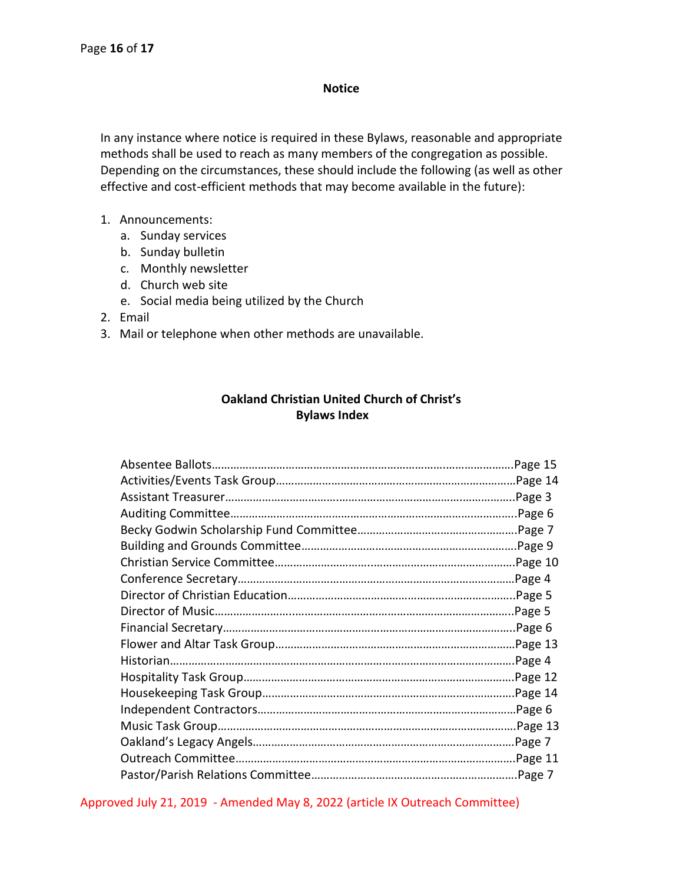**Notice**

In any instance where notice is required in these Bylaws, reasonable and appropriate methods shall be used to reach as many members of the congregation as possible. Depending on the circumstances, these should include the following (as well as other effective and cost-efficient methods that may become available in the future):

1. Announcements:
   a. Sunday services
   b. Sunday bulletin
   c. Monthly newsletter
   d. Church web site
   e. Social media being utilized by the Church
2. Email
3. Mail or telephone when other methods are unavailable.

**Oakland Christian United Church of Christ's**
**Bylaws Index**

Absentee Ballots……………………………………………………Page 15
Activities/Events Task Group……………………………………Page 14
Assistant Treasurer………………………………………………Page 3
Auditing Committee………………………………………………Page 6
Becky Godwin Scholarship Fund Committee……………………Page 7
Building and Grounds Committee………………………………Page 9
Christian Service Committee……………………………………Page 10
Conference Secretary……………………………………………Page 4
Director of Christian Education…………………………………Page 5
Director of Music…………………………………………………Page 5
Financial Secretary………………………………………………Page 6
Flower and Altar Task Group……………………………………Page 13
Historian……………………………………………………………Page 4
Hospitality Task Group……………………………………………Page 12
Housekeeping Task Group………………………………………Page 14
Independent Contractors…………………………………………Page 6
Music Task Group…………………………………………………Page 13
Oakland's Legacy Angels…………………………………………Page 7
Outreach Committee………………………………………………Page 11
Pastor/Parish Relations Committee………………………………Page 7

Approved July 21, 2019 - Amended May 8, 2022 (article IX Outreach Committee)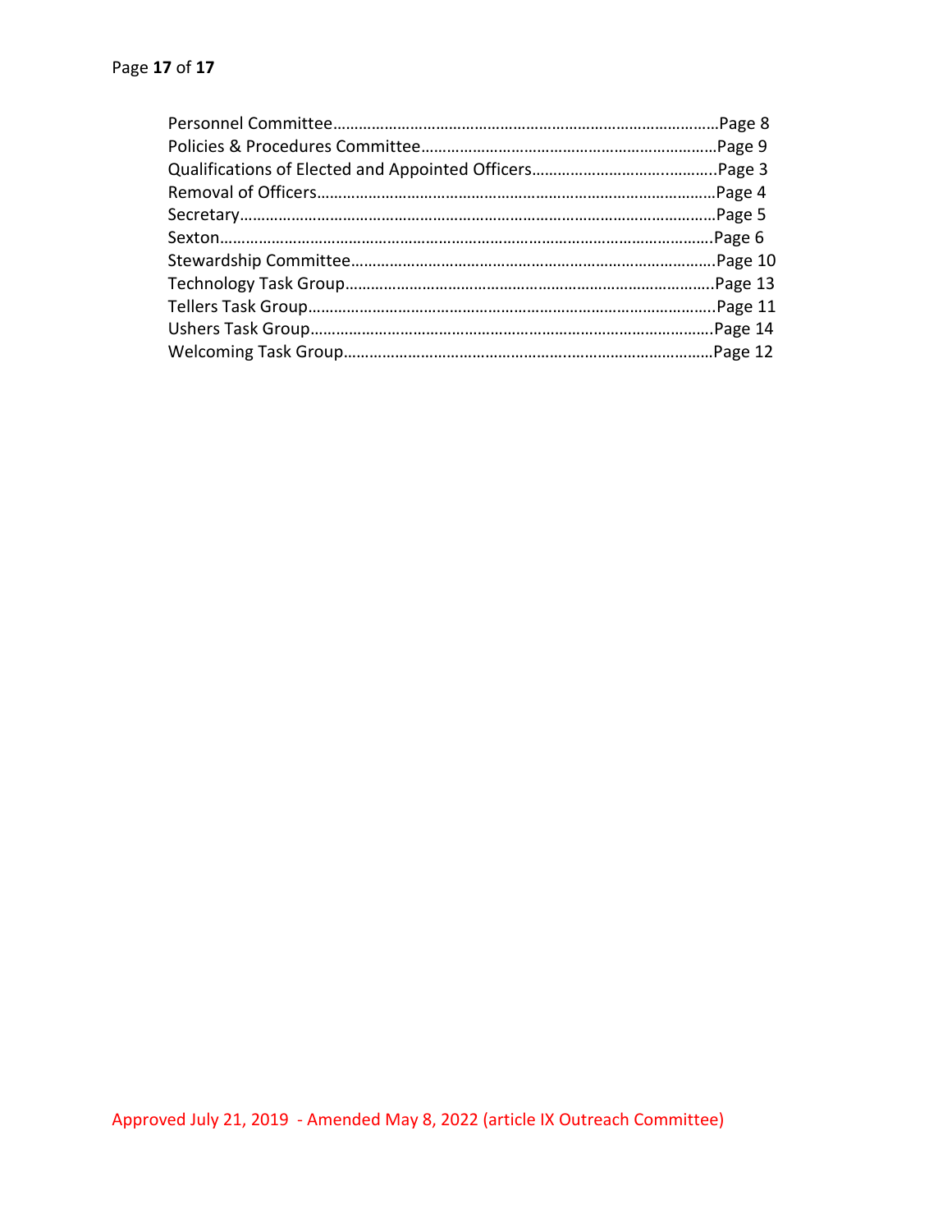Personnel Committee……………………………………………………………………………Page 8
Policies & Procedures Committee…………………………………………………………Page 9
Qualifications of Elected and Appointed Officers…………………………..………..Page 3
Removal of Officers…………………………………………………………………………….Page 4
Secretary………………………………………………………………………………………….Page 5
Sexton……………………………………………………………………………………………..Page 6
Stewardship Committee…………………………………………………………………….Page 10
Technology Task Group……………………………………………………………………..Page 13
Tellers Task Group……………………………………………………………………………..Page 11
Ushers Task Group……………………………………………………………………………..Page 14
Welcoming Task Group…………………………………………………..…………………Page 12

Approved July 21, 2019 - Amended May 8, 2022 (article IX Outreach Committee)